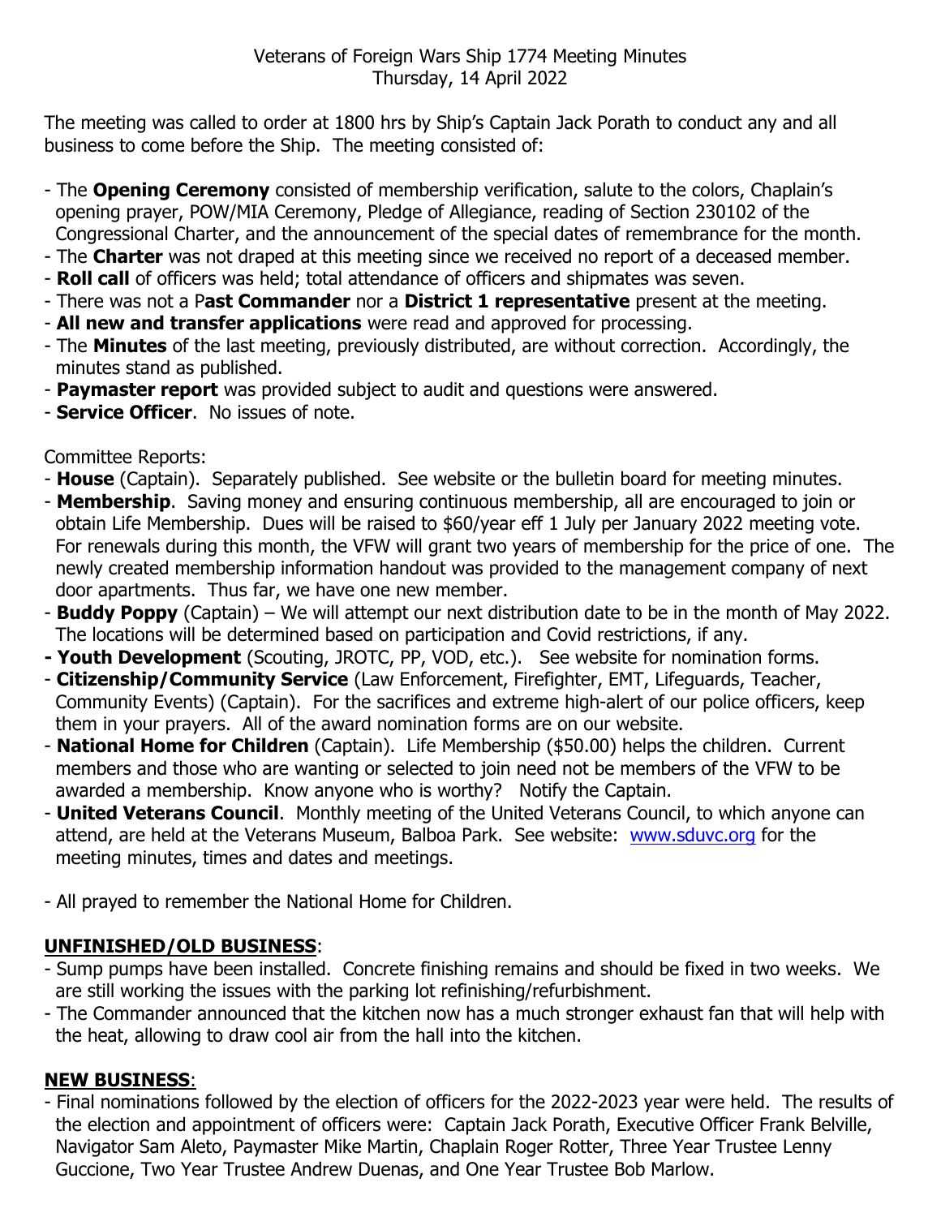Veterans of Foreign Wars Ship 1774 Meeting Minutes
Thursday, 14 April 2022

The meeting was called to order at 1800 hrs by Ship's Captain Jack Porath to conduct any and all business to come before the Ship. The meeting consisted of:

- The **Opening Ceremony** consisted of membership verification, salute to the colors, Chaplain's opening prayer, POW/MIA Ceremony, Pledge of Allegiance, reading of Section 230102 of the Congressional Charter, and the announcement of the special dates of remembrance for the month.
- The **Charter** was not draped at this meeting since we received no report of a deceased member.
- **Roll call** of officers was held; total attendance of officers and shipmates was seven.
- There was not a P**ast Commander** nor a **District 1 representative** present at the meeting.
- **All new and transfer applications** were read and approved for processing.
- The **Minutes** of the last meeting, previously distributed, are without correction. Accordingly, the minutes stand as published.
- **Paymaster report** was provided subject to audit and questions were answered.
- **Service Officer**. No issues of note.

Committee Reports:

- **House** (Captain). Separately published. See website or the bulletin board for meeting minutes.
- **Membership**. Saving money and ensuring continuous membership, all are encouraged to join or obtain Life Membership. Dues will be raised to $60/year eff 1 July per January 2022 meeting vote. For renewals during this month, the VFW will grant two years of membership for the price of one. The newly created membership information handout was provided to the management company of next door apartments. Thus far, we have one new member.
- **Buddy Poppy** (Captain) – We will attempt our next distribution date to be in the month of May 2022. The locations will be determined based on participation and Covid restrictions, if any.
- **Youth Development** (Scouting, JROTC, PP, VOD, etc.). See website for nomination forms.
- **Citizenship/Community Service** (Law Enforcement, Firefighter, EMT, Lifeguards, Teacher, Community Events) (Captain). For the sacrifices and extreme high-alert of our police officers, keep them in your prayers. All of the award nomination forms are on our website.
- **National Home for Children** (Captain). Life Membership ($50.00) helps the children. Current members and those who are wanting or selected to join need not be members of the VFW to be awarded a membership. Know anyone who is worthy? Notify the Captain.
- **United Veterans Council**. Monthly meeting of the United Veterans Council, to which anyone can attend, are held at the Veterans Museum, Balboa Park. See website: www.sduvc.org for the meeting minutes, times and dates and meetings.

- All prayed to remember the National Home for Children.

## UNFINISHED/OLD BUSINESS:

- Sump pumps have been installed. Concrete finishing remains and should be fixed in two weeks. We are still working the issues with the parking lot refinishing/refurbishment.
- The Commander announced that the kitchen now has a much stronger exhaust fan that will help with the heat, allowing to draw cool air from the hall into the kitchen.

## NEW BUSINESS:

- Final nominations followed by the election of officers for the 2022-2023 year were held. The results of the election and appointment of officers were: Captain Jack Porath, Executive Officer Frank Belville, Navigator Sam Aleto, Paymaster Mike Martin, Chaplain Roger Rotter, Three Year Trustee Lenny Guccione, Two Year Trustee Andrew Duenas, and One Year Trustee Bob Marlow.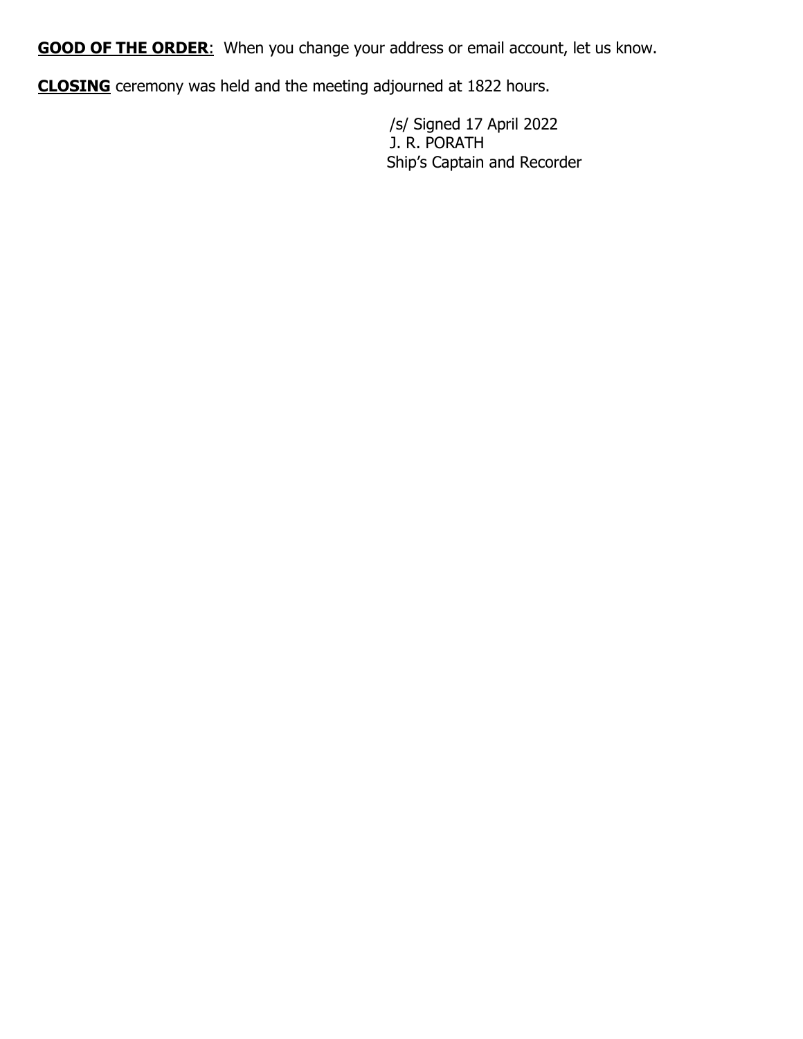**GOOD OF THE ORDER**: When you change your address or email account, let us know.

**CLOSING** ceremony was held and the meeting adjourned at 1822 hours.

/s/ Signed 17 April 2022
J. R. PORATH
Ship's Captain and Recorder